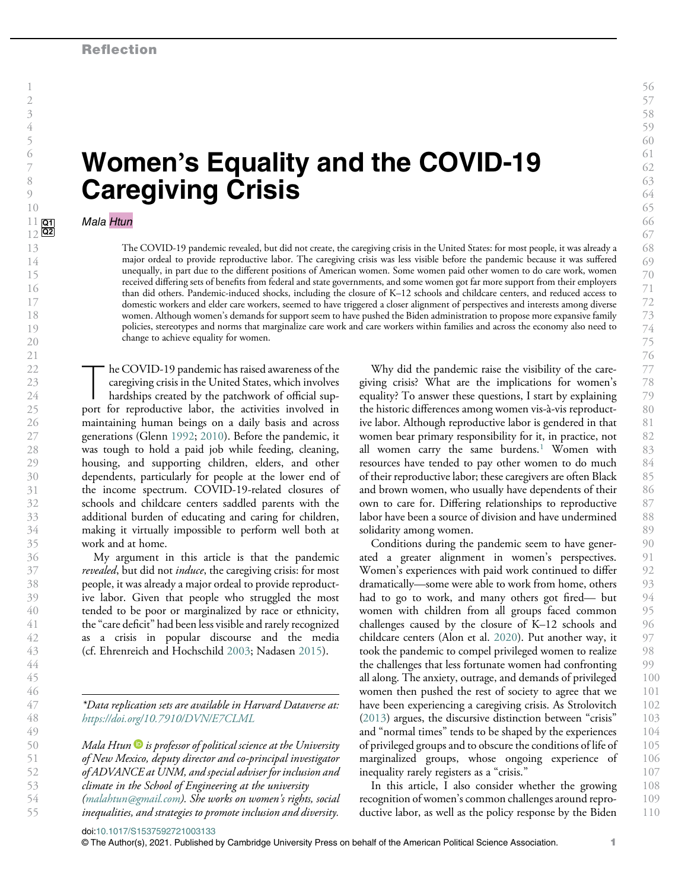Reflection

# Women's Equality and the COVID-19 Caregiving Crisis

*Mala Htun*

The COVID-19 pandemic revealed, but did not create, the caregiving crisis in the United States: for most people, it was already a major ordeal to provide reproductive labor. The caregiving crisis was less visible before the pandemic because it was suffered unequally, in part due to the different positions of American women. Some women paid other women to do care work, women received differing sets of benefits from federal and state governments, and some women got far more support from their employers than did others. Pandemic-induced shocks, including the closure of K–12 schools and childcare centers, and reduced access to domestic workers and elder care workers, seemed to have triggered a closer alignment of perspectives and interests among diverse women. Although women's demands for support seem to have pushed the Biden administration to propose more expansive family policies, stereotypes and norms that marginalize care work and care workers within families and across the economy also need to change to achieve equality for women.

The COVID-19 pandemic has raised awareness of the caregiving crisis in the United States, which involves hardships created by the patchwork of official support for reproductive labor, the activities involved in maintaining human beings on a daily basis and across generations (Glenn 1992; 2010). Before the pandemic, it was tough to hold a paid job while feeding, cleaning, housing, and supporting children, elders, and other dependents, particularly for people at the lower end of the income spectrum. COVID-19-related closures of schools and childcare centers saddled parents with the additional burden of educating and caring for children, making it virtually impossible to perform well both at work and at home.

My argument in this article is that the pandemic *revealed*, but did not *induce*, the caregiving crisis: for most people, it was already a major ordeal to provide reproductive labor. Given that people who struggled the most tended to be poor or marginalized by race or ethnicity, the "care deficit" had been less visible and rarely recognized as a crisis in popular discourse and the media (cf. Ehrenreich and Hochschild 2003; Nadasen 2015).

Why did the pandemic raise the visibility of the caregiving crisis? What are the implications for women's equality? To answer these questions, I start by explaining the historic differences among women vis-à-vis reproductive labor. Although reproductive labor is gendered in that women bear primary responsibility for it, in practice, not all women carry the same burdens.[1] Women with resources have tended to pay other women to do much of their reproductive labor; these caregivers are often Black and brown women, who usually have dependents of their own to care for. Differing relationships to reproductive labor have been a source of division and have undermined solidarity among women.

Conditions during the pandemic seem to have generated a greater alignment in women's perspectives. Women's experiences with paid work continued to differ dramatically—some were able to work from home, others had to go to work, and many others got fired— but women with children from all groups faced common challenges caused by the closure of K–12 schools and childcare centers (Alon et al. 2020). Put another way, it took the pandemic to compel privileged women to realize the challenges that less fortunate women had confronting all along. The anxiety, outrage, and demands of privileged women then pushed the rest of society to agree that we have been experiencing a caregiving crisis. As Strolovitch (2013) argues, the discursive distinction between "crisis" and "normal times" tends to be shaped by the experiences of privileged groups and to obscure the conditions of life of marginalized groups, whose ongoing experience of inequality rarely registers as a "crisis."

In this article, I also consider whether the growing recognition of women's common challenges around reproductive labor, as well as the policy response by the Biden

---

*Data replication sets are available in Harvard Dataverse at: https://doi.org/10.7910/DVN/E7CLML*

*Mala Htun is professor of political science at the University of New Mexico, deputy director and co-principal investigator of ADVANCE at UNM, and special adviser for inclusion and climate in the School of Engineering at the university (malahtun@gmail.com). She works on women's rights, social inequalities, and strategies to promote inclusion and diversity.*

doi:10.1017/S1537592721003133

© The Author(s), 2021. Published by Cambridge University Press on behalf of the American Political Science Association.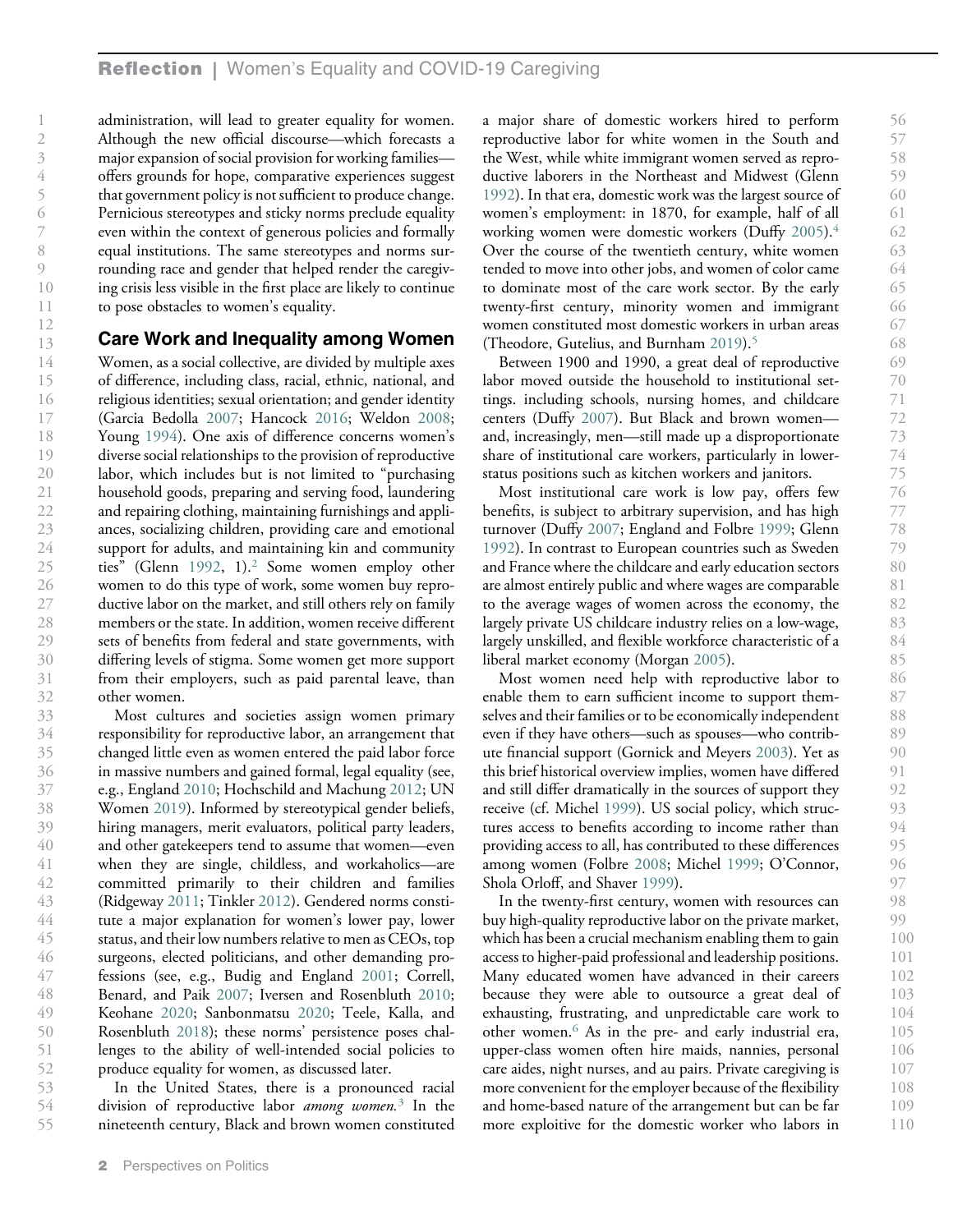administration, will lead to greater equality for women. Although the new official discourse—which forecasts a major expansion of social provision for working families—offers grounds for hope, comparative experiences suggest that government policy is not sufficient to produce change. Pernicious stereotypes and sticky norms preclude equality even within the context of generous policies and formally equal institutions. The same stereotypes and norms surrounding race and gender that helped render the caregiving crisis less visible in the first place are likely to continue to pose obstacles to women's equality.

## Care Work and Inequality among Women

Women, as a social collective, are divided by multiple axes of difference, including class, racial, ethnic, national, and religious identities; sexual orientation; and gender identity (Garcia Bedolla 2007; Hancock 2016; Weldon 2008; Young 1994). One axis of difference concerns women's diverse social relationships to the provision of reproductive labor, which includes but is not limited to "purchasing household goods, preparing and serving food, laundering and repairing clothing, maintaining furnishings and appliances, socializing children, providing care and emotional support for adults, and maintaining kin and community ties" (Glenn 1992, 1).[2] Some women employ other women to do this type of work, some women buy reproductive labor on the market, and still others rely on family members or the state. In addition, women receive different sets of benefits from federal and state governments, with differing levels of stigma. Some women get more support from their employers, such as paid parental leave, than other women.

Most cultures and societies assign women primary responsibility for reproductive labor, an arrangement that changed little even as women entered the paid labor force in massive numbers and gained formal, legal equality (see, e.g., England 2010; Hochschild and Machung 2012; UN Women 2019). Informed by stereotypical gender beliefs, hiring managers, merit evaluators, political party leaders, and other gatekeepers tend to assume that women—even when they are single, childless, and workaholics—are committed primarily to their children and families (Ridgeway 2011; Tinkler 2012). Gendered norms constitute a major explanation for women's lower pay, lower status, and their low numbers relative to men as CEOs, top surgeons, elected politicians, and other demanding professions (see, e.g., Budig and England 2001; Correll, Benard, and Paik 2007; Iversen and Rosenbluth 2010; Keohane 2020; Sanbonmatsu 2020; Teele, Kalla, and Rosenbluth 2018); these norms' persistence poses challenges to the ability of well-intended social policies to produce equality for women, as discussed later.

In the United States, there is a pronounced racial division of reproductive labor *among women.*[3] In the nineteenth century, Black and brown women constituted a major share of domestic workers hired to perform reproductive labor for white women in the South and the West, while white immigrant women served as reproductive laborers in the Northeast and Midwest (Glenn 1992). In that era, domestic work was the largest source of women's employment: in 1870, for example, half of all working women were domestic workers (Duffy 2005).[4] Over the course of the twentieth century, white women tended to move into other jobs, and women of color came to dominate most of the care work sector. By the early twenty-first century, minority women and immigrant women constituted most domestic workers in urban areas (Theodore, Gutelius, and Burnham 2019).[5]

Between 1900 and 1990, a great deal of reproductive labor moved outside the household to institutional settings. including schools, nursing homes, and childcare centers (Duffy 2007). But Black and brown women—and, increasingly, men—still made up a disproportionate share of institutional care workers, particularly in lower-status positions such as kitchen workers and janitors.

Most institutional care work is low pay, offers few benefits, is subject to arbitrary supervision, and has high turnover (Duffy 2007; England and Folbre 1999; Glenn 1992). In contrast to European countries such as Sweden and France where the childcare and early education sectors are almost entirely public and where wages are comparable to the average wages of women across the economy, the largely private US childcare industry relies on a low-wage, largely unskilled, and flexible workforce characteristic of a liberal market economy (Morgan 2005).

Most women need help with reproductive labor to enable them to earn sufficient income to support themselves and their families or to be economically independent even if they have others—such as spouses—who contribute financial support (Gornick and Meyers 2003). Yet as this brief historical overview implies, women have differed and still differ dramatically in the sources of support they receive (cf. Michel 1999). US social policy, which structures access to benefits according to income rather than providing access to all, has contributed to these differences among women (Folbre 2008; Michel 1999; O'Connor, Shola Orloff, and Shaver 1999).

In the twenty-first century, women with resources can buy high-quality reproductive labor on the private market, which has been a crucial mechanism enabling them to gain access to higher-paid professional and leadership positions. Many educated women have advanced in their careers because they were able to outsource a great deal of exhausting, frustrating, and unpredictable care work to other women.[6] As in the pre- and early industrial era, upper-class women often hire maids, nannies, personal care aides, night nurses, and au pairs. Private caregiving is more convenient for the employer because of the flexibility and home-based nature of the arrangement but can be far more exploitive for the domestic worker who labors in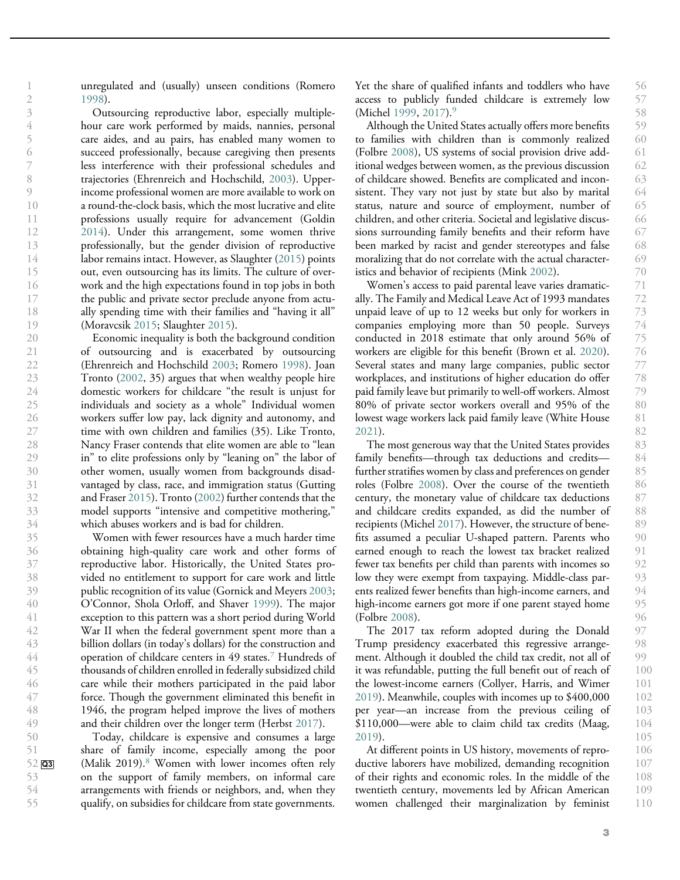unregulated and (usually) unseen conditions (Romero 1998).

Outsourcing reproductive labor, especially multiple-hour care work performed by maids, nannies, personal care aides, and au pairs, has enabled many women to succeed professionally, because caregiving then presents less interference with their professional schedules and trajectories (Ehrenreich and Hochschild, 2003). Upper-income professional women are more available to work on a round-the-clock basis, which the most lucrative and elite professions usually require for advancement (Goldin 2014). Under this arrangement, some women thrive professionally, but the gender division of reproductive labor remains intact. However, as Slaughter (2015) points out, even outsourcing has its limits. The culture of overwork and the high expectations found in top jobs in both the public and private sector preclude anyone from actually spending time with their families and "having it all" (Moravcsik 2015; Slaughter 2015).

Economic inequality is both the background condition of outsourcing and is exacerbated by outsourcing (Ehrenreich and Hochschild 2003; Romero 1998). Joan Tronto (2002, 35) argues that when wealthy people hire domestic workers for childcare "the result is unjust for individuals and society as a whole" Individual women workers suffer low pay, lack dignity and autonomy, and time with own children and families (35). Like Tronto, Nancy Fraser contends that elite women are able to "lean in" to elite professions only by "leaning on" the labor of other women, usually women from backgrounds disadvantaged by class, race, and immigration status (Gutting and Fraser 2015). Tronto (2002) further contends that the model supports "intensive and competitive mothering," which abuses workers and is bad for children.

Women with fewer resources have a much harder time obtaining high-quality care work and other forms of reproductive labor. Historically, the United States provided no entitlement to support for care work and little public recognition of its value (Gornick and Meyers 2003; O'Connor, Shola Orloff, and Shaver 1999). The major exception to this pattern was a short period during World War II when the federal government spent more than a billion dollars (in today's dollars) for the construction and operation of childcare centers in 49 states.[7] Hundreds of thousands of children enrolled in federally subsidized child care while their mothers participated in the paid labor force. Though the government eliminated this benefit in 1946, the program helped improve the lives of mothers and their children over the longer term (Herbst 2017).

Today, childcare is expensive and consumes a large share of family income, especially among the poor (Malik 2019).[8] Women with lower incomes often rely on the support of family members, on informal care arrangements with friends or neighbors, and, when they qualify, on subsidies for childcare from state governments. Yet the share of qualified infants and toddlers who have access to publicly funded childcare is extremely low (Michel 1999, 2017).[9]

Although the United States actually offers more benefits to families with children than is commonly realized (Folbre 2008), US systems of social provision drive additional wedges between women, as the previous discussion of childcare showed. Benefits are complicated and inconsistent. They vary not just by state but also by marital status, nature and source of employment, number of children, and other criteria. Societal and legislative discussions surrounding family benefits and their reform have been marked by racist and gender stereotypes and false moralizing that do not correlate with the actual characteristics and behavior of recipients (Mink 2002).

Women's access to paid parental leave varies dramatically. The Family and Medical Leave Act of 1993 mandates unpaid leave of up to 12 weeks but only for workers in companies employing more than 50 people. Surveys conducted in 2018 estimate that only around 56% of workers are eligible for this benefit (Brown et al. 2020). Several states and many large companies, public sector workplaces, and institutions of higher education do offer paid family leave but primarily to well-off workers. Almost 80% of private sector workers overall and 95% of the lowest wage workers lack paid family leave (White House 2021).

The most generous way that the United States provides family benefits—through tax deductions and credits—further stratifies women by class and preferences on gender roles (Folbre 2008). Over the course of the twentieth century, the monetary value of childcare tax deductions and childcare credits expanded, as did the number of recipients (Michel 2017). However, the structure of benefits assumed a peculiar U-shaped pattern. Parents who earned enough to reach the lowest tax bracket realized fewer tax benefits per child than parents with incomes so low they were exempt from taxpaying. Middle-class parents realized fewer benefits than high-income earners, and high-income earners got more if one parent stayed home (Folbre 2008).

The 2017 tax reform adopted during the Donald Trump presidency exacerbated this regressive arrangement. Although it doubled the child tax credit, not all of it was refundable, putting the full benefit out of reach of the lowest-income earners (Collyer, Harris, and Wimer 2019). Meanwhile, couples with incomes up to $400,000 per year—an increase from the previous ceiling of $110,000—were able to claim child tax credits (Maag, 2019).

At different points in US history, movements of reproductive laborers have mobilized, demanding recognition of their rights and economic roles. In the middle of the twentieth century, movements led by African American women challenged their marginalization by feminist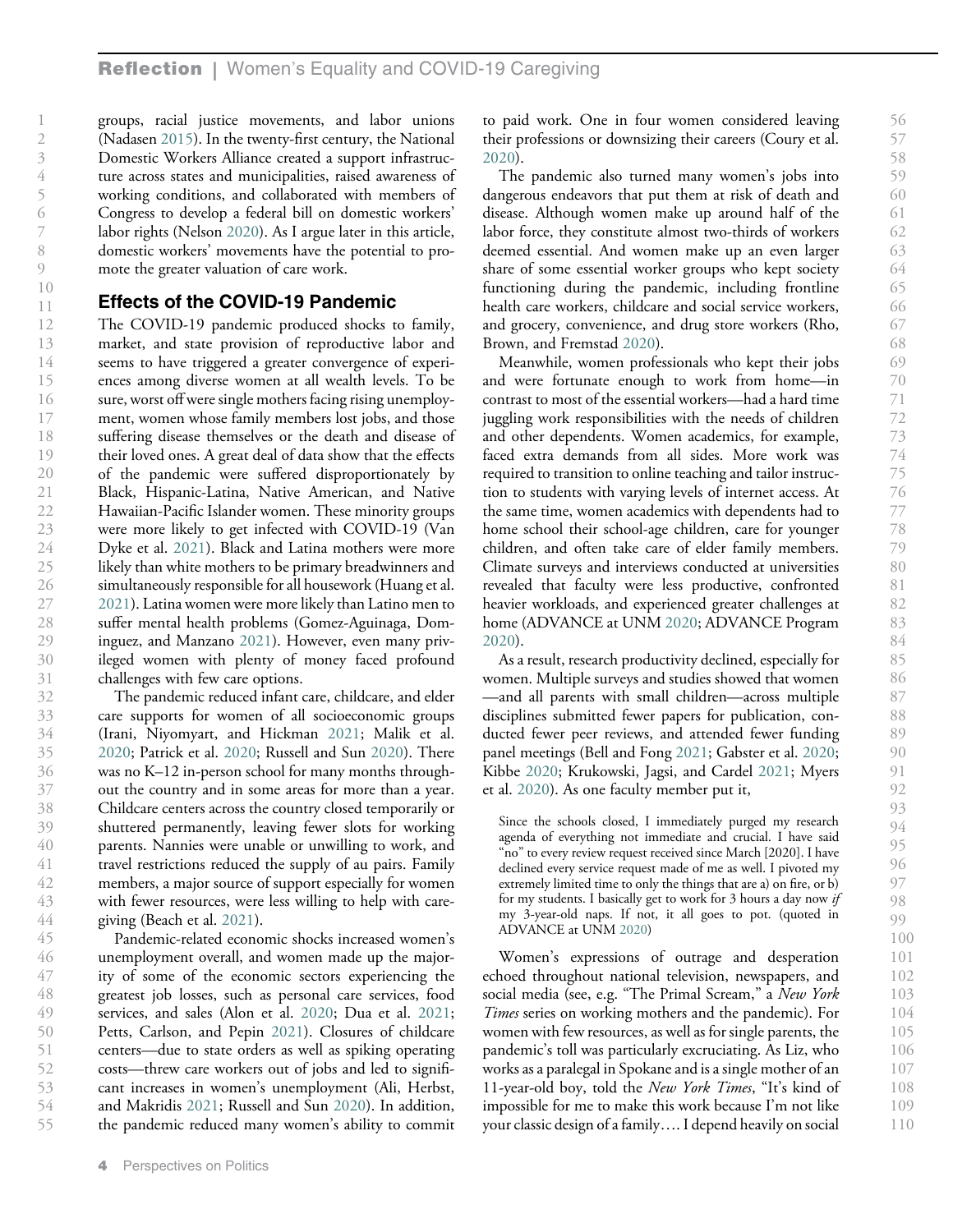groups, racial justice movements, and labor unions (Nadasen 2015). In the twenty-first century, the National Domestic Workers Alliance created a support infrastructure across states and municipalities, raised awareness of working conditions, and collaborated with members of Congress to develop a federal bill on domestic workers' labor rights (Nelson 2020). As I argue later in this article, domestic workers' movements have the potential to promote the greater valuation of care work.

## Effects of the COVID-19 Pandemic

The COVID-19 pandemic produced shocks to family, market, and state provision of reproductive labor and seems to have triggered a greater convergence of experiences among diverse women at all wealth levels. To be sure, worst off were single mothers facing rising unemployment, women whose family members lost jobs, and those suffering disease themselves or the death and disease of their loved ones. A great deal of data show that the effects of the pandemic were suffered disproportionately by Black, Hispanic-Latina, Native American, and Native Hawaiian-Pacific Islander women. These minority groups were more likely to get infected with COVID-19 (Van Dyke et al. 2021). Black and Latina mothers were more likely than white mothers to be primary breadwinners and simultaneously responsible for all housework (Huang et al. 2021). Latina women were more likely than Latino men to suffer mental health problems (Gomez-Aguinaga, Dominguez, and Manzano 2021). However, even many privileged women with plenty of money faced profound challenges with few care options.

The pandemic reduced infant care, childcare, and elder care supports for women of all socioeconomic groups (Irani, Niyomyart, and Hickman 2021; Malik et al. 2020; Patrick et al. 2020; Russell and Sun 2020). There was no K–12 in-person school for many months throughout the country and in some areas for more than a year. Childcare centers across the country closed temporarily or shuttered permanently, leaving fewer slots for working parents. Nannies were unable or unwilling to work, and travel restrictions reduced the supply of au pairs. Family members, a major source of support especially for women with fewer resources, were less willing to help with caregiving (Beach et al. 2021).

Pandemic-related economic shocks increased women's unemployment overall, and women made up the majority of some of the economic sectors experiencing the greatest job losses, such as personal care services, food services, and sales (Alon et al. 2020; Dua et al. 2021; Petts, Carlson, and Pepin 2021). Closures of childcare centers—due to state orders as well as spiking operating costs—threw care workers out of jobs and led to significant increases in women's unemployment (Ali, Herbst, and Makridis 2021; Russell and Sun 2020). In addition, the pandemic reduced many women's ability to commit to paid work. One in four women considered leaving their professions or downsizing their careers (Coury et al. 2020).

The pandemic also turned many women's jobs into dangerous endeavors that put them at risk of death and disease. Although women make up around half of the labor force, they constitute almost two-thirds of workers deemed essential. And women make up an even larger share of some essential worker groups who kept society functioning during the pandemic, including frontline health care workers, childcare and social service workers, and grocery, convenience, and drug store workers (Rho, Brown, and Fremstad 2020).

Meanwhile, women professionals who kept their jobs and were fortunate enough to work from home—in contrast to most of the essential workers—had a hard time juggling work responsibilities with the needs of children and other dependents. Women academics, for example, faced extra demands from all sides. More work was required to transition to online teaching and tailor instruction to students with varying levels of internet access. At the same time, women academics with dependents had to home school their school-age children, care for younger children, and often take care of elder family members. Climate surveys and interviews conducted at universities revealed that faculty were less productive, confronted heavier workloads, and experienced greater challenges at home (ADVANCE at UNM 2020; ADVANCE Program 2020).

As a result, research productivity declined, especially for women. Multiple surveys and studies showed that women —and all parents with small children—across multiple disciplines submitted fewer papers for publication, conducted fewer peer reviews, and attended fewer funding panel meetings (Bell and Fong 2021; Gabster et al. 2020; Kibbe 2020; Krukowski, Jagsi, and Cardel 2021; Myers et al. 2020). As one faculty member put it,

> Since the schools closed, I immediately purged my research agenda of everything not immediate and crucial. I have said "no" to every review request received since March [2020]. I have declined every service request made of me as well. I pivoted my extremely limited time to only the things that are a) on fire, or b) for my students. I basically get to work for 3 hours a day now *if* my 3-year-old naps. If not, it all goes to pot. (quoted in ADVANCE at UNM 2020)

Women's expressions of outrage and desperation echoed throughout national television, newspapers, and social media (see, e.g. "The Primal Scream," a *New York Times* series on working mothers and the pandemic). For women with few resources, as well as for single parents, the pandemic's toll was particularly excruciating. As Liz, who works as a paralegal in Spokane and is a single mother of an 11-year-old boy, told the *New York Times*, "It's kind of impossible for me to make this work because I'm not like your classic design of a family…. I depend heavily on social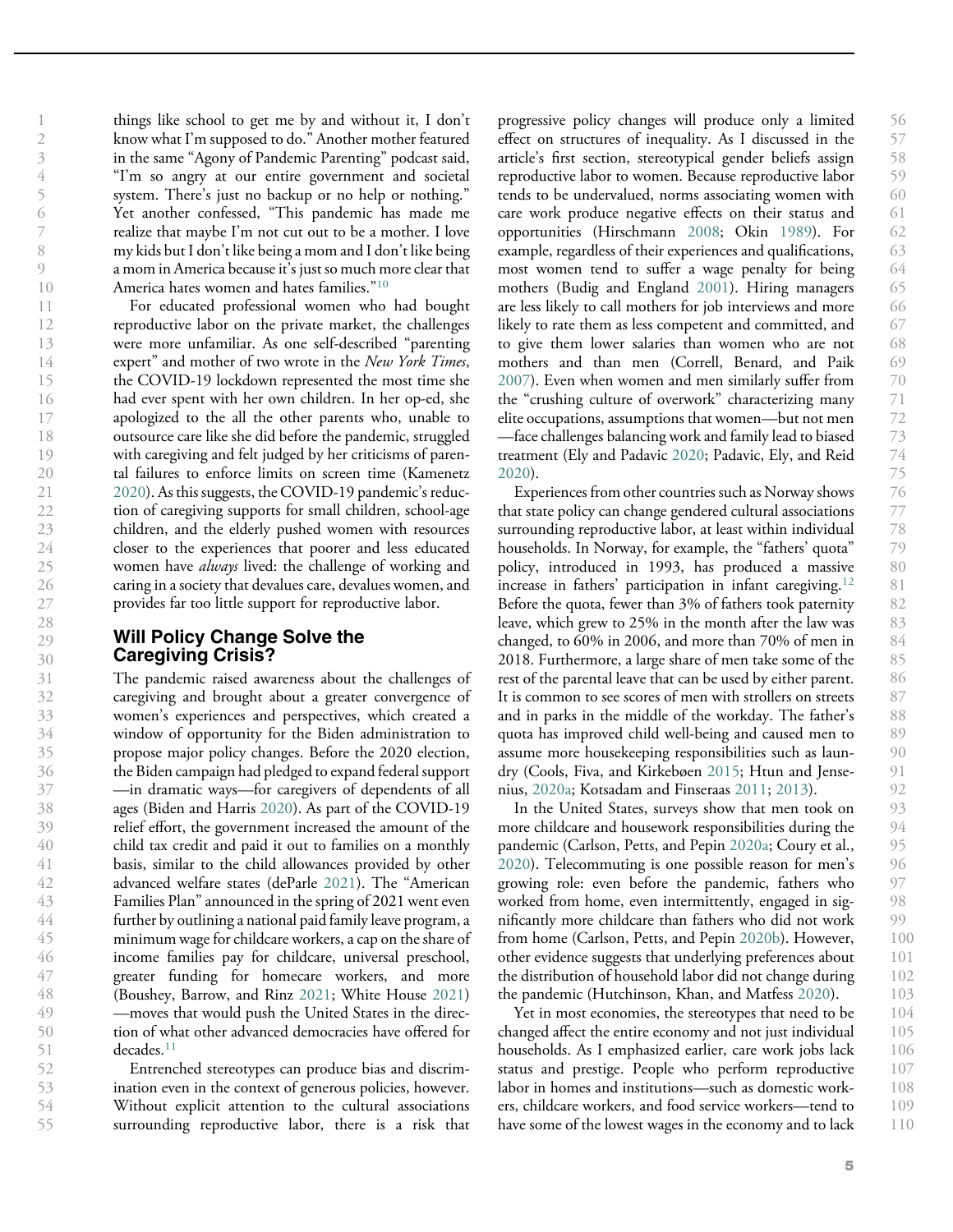things like school to get me by and without it, I don't know what I'm supposed to do." Another mother featured in the same "Agony of Pandemic Parenting" podcast said, "I'm so angry at our entire government and societal system. There's just no backup or no help or nothing." Yet another confessed, "This pandemic has made me realize that maybe I'm not cut out to be a mother. I love my kids but I don't like being a mom and I don't like being a mom in America because it's just so much more clear that America hates women and hates families."[10]

For educated professional women who had bought reproductive labor on the private market, the challenges were more unfamiliar. As one self-described "parenting expert" and mother of two wrote in the *New York Times*, the COVID-19 lockdown represented the most time she had ever spent with her own children. In her op-ed, she apologized to the all the other parents who, unable to outsource care like she did before the pandemic, struggled with caregiving and felt judged by her criticisms of parental failures to enforce limits on screen time (Kamenetz 2020). As this suggests, the COVID-19 pandemic's reduction of caregiving supports for small children, school-age children, and the elderly pushed women with resources closer to the experiences that poorer and less educated women have *always* lived: the challenge of working and caring in a society that devalues care, devalues women, and provides far too little support for reproductive labor.

## Will Policy Change Solve the Caregiving Crisis?

The pandemic raised awareness about the challenges of caregiving and brought about a greater convergence of women's experiences and perspectives, which created a window of opportunity for the Biden administration to propose major policy changes. Before the 2020 election, the Biden campaign had pledged to expand federal support —in dramatic ways—for caregivers of dependents of all ages (Biden and Harris 2020). As part of the COVID-19 relief effort, the government increased the amount of the child tax credit and paid it out to families on a monthly basis, similar to the child allowances provided by other advanced welfare states (deParle 2021). The "American Families Plan" announced in the spring of 2021 went even further by outlining a national paid family leave program, a minimum wage for childcare workers, a cap on the share of income families pay for childcare, universal preschool, greater funding for homecare workers, and more (Boushey, Barrow, and Rinz 2021; White House 2021) —moves that would push the United States in the direction of what other advanced democracies have offered for decades.[11]

Entrenched stereotypes can produce bias and discrimination even in the context of generous policies, however. Without explicit attention to the cultural associations surrounding reproductive labor, there is a risk that progressive policy changes will produce only a limited effect on structures of inequality. As I discussed in the article's first section, stereotypical gender beliefs assign reproductive labor to women. Because reproductive labor tends to be undervalued, norms associating women with care work produce negative effects on their status and opportunities (Hirschmann 2008; Okin 1989). For example, regardless of their experiences and qualifications, most women tend to suffer a wage penalty for being mothers (Budig and England 2001). Hiring managers are less likely to call mothers for job interviews and more likely to rate them as less competent and committed, and to give them lower salaries than women who are not mothers and than men (Correll, Benard, and Paik 2007). Even when women and men similarly suffer from the "crushing culture of overwork" characterizing many elite occupations, assumptions that women—but not men —face challenges balancing work and family lead to biased treatment (Ely and Padavic 2020; Padavic, Ely, and Reid 2020).

Experiences from other countries such as Norway shows that state policy can change gendered cultural associations surrounding reproductive labor, at least within individual households. In Norway, for example, the "fathers' quota" policy, introduced in 1993, has produced a massive increase in fathers' participation in infant caregiving.[12] Before the quota, fewer than 3% of fathers took paternity leave, which grew to 25% in the month after the law was changed, to 60% in 2006, and more than 70% of men in 2018. Furthermore, a large share of men take some of the rest of the parental leave that can be used by either parent. It is common to see scores of men with strollers on streets and in parks in the middle of the workday. The father's quota has improved child well-being and caused men to assume more housekeeping responsibilities such as laundry (Cools, Fiva, and Kirkebøen 2015; Htun and Jensenius, 2020a; Kotsadam and Finseraas 2011; 2013).

In the United States, surveys show that men took on more childcare and housework responsibilities during the pandemic (Carlson, Petts, and Pepin 2020a; Coury et al., 2020). Telecommuting is one possible reason for men's growing role: even before the pandemic, fathers who worked from home, even intermittently, engaged in significantly more childcare than fathers who did not work from home (Carlson, Petts, and Pepin 2020b). However, other evidence suggests that underlying preferences about the distribution of household labor did not change during the pandemic (Hutchinson, Khan, and Matfess 2020).

Yet in most economies, the stereotypes that need to be changed affect the entire economy and not just individual households. As I emphasized earlier, care work jobs lack status and prestige. People who perform reproductive labor in homes and institutions—such as domestic workers, childcare workers, and food service workers—tend to have some of the lowest wages in the economy and to lack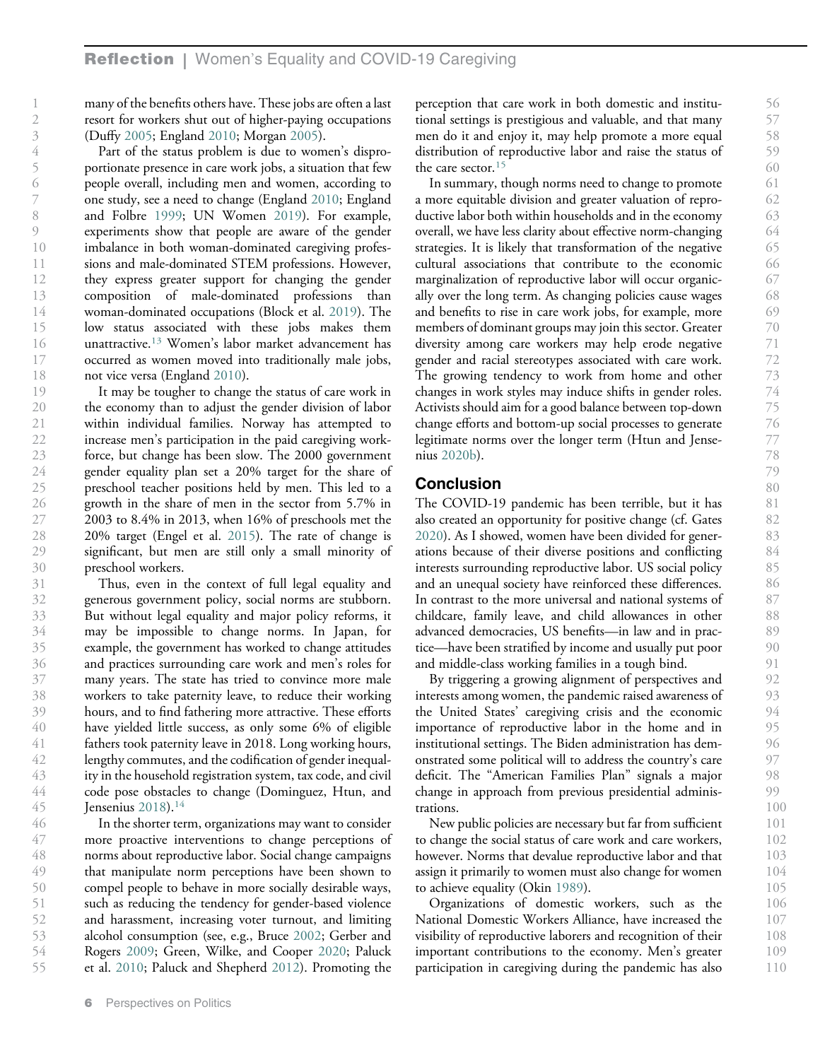many of the benefits others have. These jobs are often a last resort for workers shut out of higher-paying occupations (Duffy 2005; England 2010; Morgan 2005).

Part of the status problem is due to women's disproportionate presence in care work jobs, a situation that few people overall, including men and women, according to one study, see a need to change (England 2010; England and Folbre 1999; UN Women 2019). For example, experiments show that people are aware of the gender imbalance in both woman-dominated caregiving professions and male-dominated STEM professions. However, they express greater support for changing the gender composition of male-dominated professions than woman-dominated occupations (Block et al. 2019). The low status associated with these jobs makes them unattractive.[13] Women's labor market advancement has occurred as women moved into traditionally male jobs, not vice versa (England 2010).

It may be tougher to change the status of care work in the economy than to adjust the gender division of labor within individual families. Norway has attempted to increase men's participation in the paid caregiving workforce, but change has been slow. The 2000 government gender equality plan set a 20% target for the share of preschool teacher positions held by men. This led to a growth in the share of men in the sector from 5.7% in 2003 to 8.4% in 2013, when 16% of preschools met the 20% target (Engel et al. 2015). The rate of change is significant, but men are still only a small minority of preschool workers.

Thus, even in the context of full legal equality and generous government policy, social norms are stubborn. But without legal equality and major policy reforms, it may be impossible to change norms. In Japan, for example, the government has worked to change attitudes and practices surrounding care work and men's roles for many years. The state has tried to convince more male workers to take paternity leave, to reduce their working hours, and to find fathering more attractive. These efforts have yielded little success, as only some 6% of eligible fathers took paternity leave in 2018. Long working hours, lengthy commutes, and the codification of gender inequality in the household registration system, tax code, and civil code pose obstacles to change (Dominguez, Htun, and Jensenius 2018).[14]

In the shorter term, organizations may want to consider more proactive interventions to change perceptions of norms about reproductive labor. Social change campaigns that manipulate norm perceptions have been shown to compel people to behave in more socially desirable ways, such as reducing the tendency for gender-based violence and harassment, increasing voter turnout, and limiting alcohol consumption (see, e.g., Bruce 2002; Gerber and Rogers 2009; Green, Wilke, and Cooper 2020; Paluck et al. 2010; Paluck and Shepherd 2012). Promoting the perception that care work in both domestic and institutional settings is prestigious and valuable, and that many men do it and enjoy it, may help promote a more equal distribution of reproductive labor and raise the status of the care sector.[15]

In summary, though norms need to change to promote a more equitable division and greater valuation of reproductive labor both within households and in the economy overall, we have less clarity about effective norm-changing strategies. It is likely that transformation of the negative cultural associations that contribute to the economic marginalization of reproductive labor will occur organically over the long term. As changing policies cause wages and benefits to rise in care work jobs, for example, more members of dominant groups may join this sector. Greater diversity among care workers may help erode negative gender and racial stereotypes associated with care work. The growing tendency to work from home and other changes in work styles may induce shifts in gender roles. Activists should aim for a good balance between top-down change efforts and bottom-up social processes to generate legitimate norms over the longer term (Htun and Jensenius 2020b).

## Conclusion

The COVID-19 pandemic has been terrible, but it has also created an opportunity for positive change (cf. Gates 2020). As I showed, women have been divided for generations because of their diverse positions and conflicting interests surrounding reproductive labor. US social policy and an unequal society have reinforced these differences. In contrast to the more universal and national systems of childcare, family leave, and child allowances in other advanced democracies, US benefits—in law and in practice—have been stratified by income and usually put poor and middle-class working families in a tough bind.

By triggering a growing alignment of perspectives and interests among women, the pandemic raised awareness of the United States' caregiving crisis and the economic importance of reproductive labor in the home and in institutional settings. The Biden administration has demonstrated some political will to address the country's care deficit. The "American Families Plan" signals a major change in approach from previous presidential administrations.

New public policies are necessary but far from sufficient to change the social status of care work and care workers, however. Norms that devalue reproductive labor and that assign it primarily to women must also change for women to achieve equality (Okin 1989).

Organizations of domestic workers, such as the National Domestic Workers Alliance, have increased the visibility of reproductive laborers and recognition of their important contributions to the economy. Men's greater participation in caregiving during the pandemic has also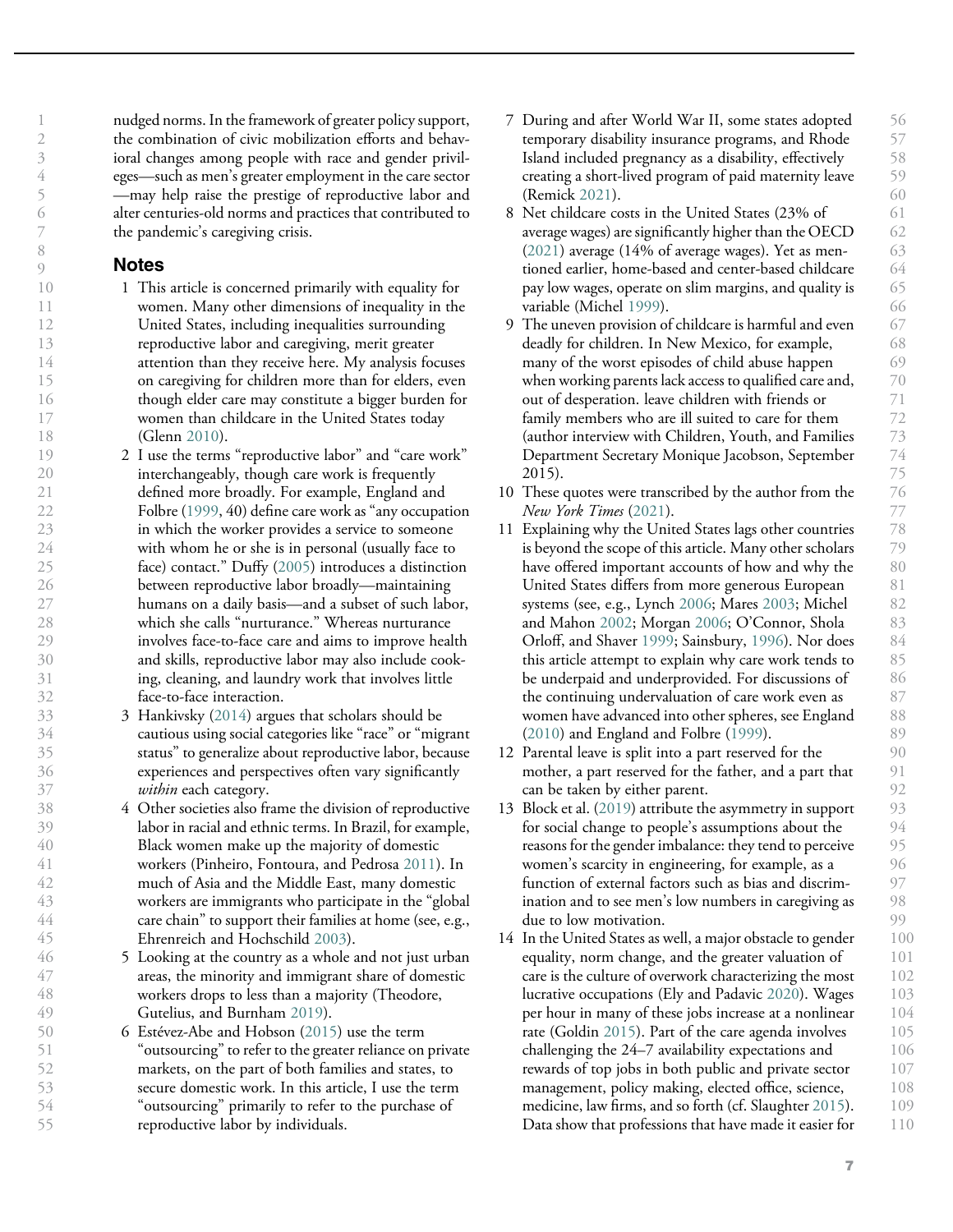nudged norms. In the framework of greater policy support, the combination of civic mobilization efforts and behavioral changes among people with race and gender privileges—such as men's greater employment in the care sector—may help raise the prestige of reproductive labor and alter centuries-old norms and practices that contributed to the pandemic's caregiving crisis.

## Notes

1. This article is concerned primarily with equality for women. Many other dimensions of inequality in the United States, including inequalities surrounding reproductive labor and caregiving, merit greater attention than they receive here. My analysis focuses on caregiving for children more than for elders, even though elder care may constitute a bigger burden for women than childcare in the United States today (Glenn 2010).
2. I use the terms "reproductive labor" and "care work" interchangeably, though care work is frequently defined more broadly. For example, England and Folbre (1999, 40) define care work as "any occupation in which the worker provides a service to someone with whom he or she is in personal (usually face to face) contact." Duffy (2005) introduces a distinction between reproductive labor broadly—maintaining humans on a daily basis—and a subset of such labor, which she calls "nurturance." Whereas nurturance involves face-to-face care and aims to improve health and skills, reproductive labor may also include cooking, cleaning, and laundry work that involves little face-to-face interaction.
3. Hankivsky (2014) argues that scholars should be cautious using social categories like "race" or "migrant status" to generalize about reproductive labor, because experiences and perspectives often vary significantly *within* each category.
4. Other societies also frame the division of reproductive labor in racial and ethnic terms. In Brazil, for example, Black women make up the majority of domestic workers (Pinheiro, Fontoura, and Pedrosa 2011). In much of Asia and the Middle East, many domestic workers are immigrants who participate in the "global care chain" to support their families at home (see, e.g., Ehrenreich and Hochschild 2003).
5. Looking at the country as a whole and not just urban areas, the minority and immigrant share of domestic workers drops to less than a majority (Theodore, Gutelius, and Burnham 2019).
6. Estévez-Abe and Hobson (2015) use the term "outsourcing" to refer to the greater reliance on private markets, on the part of both families and states, to secure domestic work. In this article, I use the term "outsourcing" primarily to refer to the purchase of reproductive labor by individuals.
7. During and after World War II, some states adopted temporary disability insurance programs, and Rhode Island included pregnancy as a disability, effectively creating a short-lived program of paid maternity leave (Remick 2021).
8. Net childcare costs in the United States (23% of average wages) are significantly higher than the OECD (2021) average (14% of average wages). Yet as mentioned earlier, home-based and center-based childcare pay low wages, operate on slim margins, and quality is variable (Michel 1999).
9. The uneven provision of childcare is harmful and even deadly for children. In New Mexico, for example, many of the worst episodes of child abuse happen when working parents lack access to qualified care and, out of desperation. leave children with friends or family members who are ill suited to care for them (author interview with Children, Youth, and Families Department Secretary Monique Jacobson, September 2015).
10. These quotes were transcribed by the author from the *New York Times* (2021).
11. Explaining why the United States lags other countries is beyond the scope of this article. Many other scholars have offered important accounts of how and why the United States differs from more generous European systems (see, e.g., Lynch 2006; Mares 2003; Michel and Mahon 2002; Morgan 2006; O'Connor, Shola Orloff, and Shaver 1999; Sainsbury, 1996). Nor does this article attempt to explain why care work tends to be underpaid and underprovided. For discussions of the continuing undervaluation of care work even as women have advanced into other spheres, see England (2010) and England and Folbre (1999).
12. Parental leave is split into a part reserved for the mother, a part reserved for the father, and a part that can be taken by either parent.
13. Block et al. (2019) attribute the asymmetry in support for social change to people's assumptions about the reasons for the gender imbalance: they tend to perceive women's scarcity in engineering, for example, as a function of external factors such as bias and discrimination and to see men's low numbers in caregiving as due to low motivation.
14. In the United States as well, a major obstacle to gender equality, norm change, and the greater valuation of care is the culture of overwork characterizing the most lucrative occupations (Ely and Padavic 2020). Wages per hour in many of these jobs increase at a nonlinear rate (Goldin 2015). Part of the care agenda involves challenging the 24–7 availability expectations and rewards of top jobs in both public and private sector management, policy making, elected office, science, medicine, law firms, and so forth (cf. Slaughter 2015). Data show that professions that have made it easier for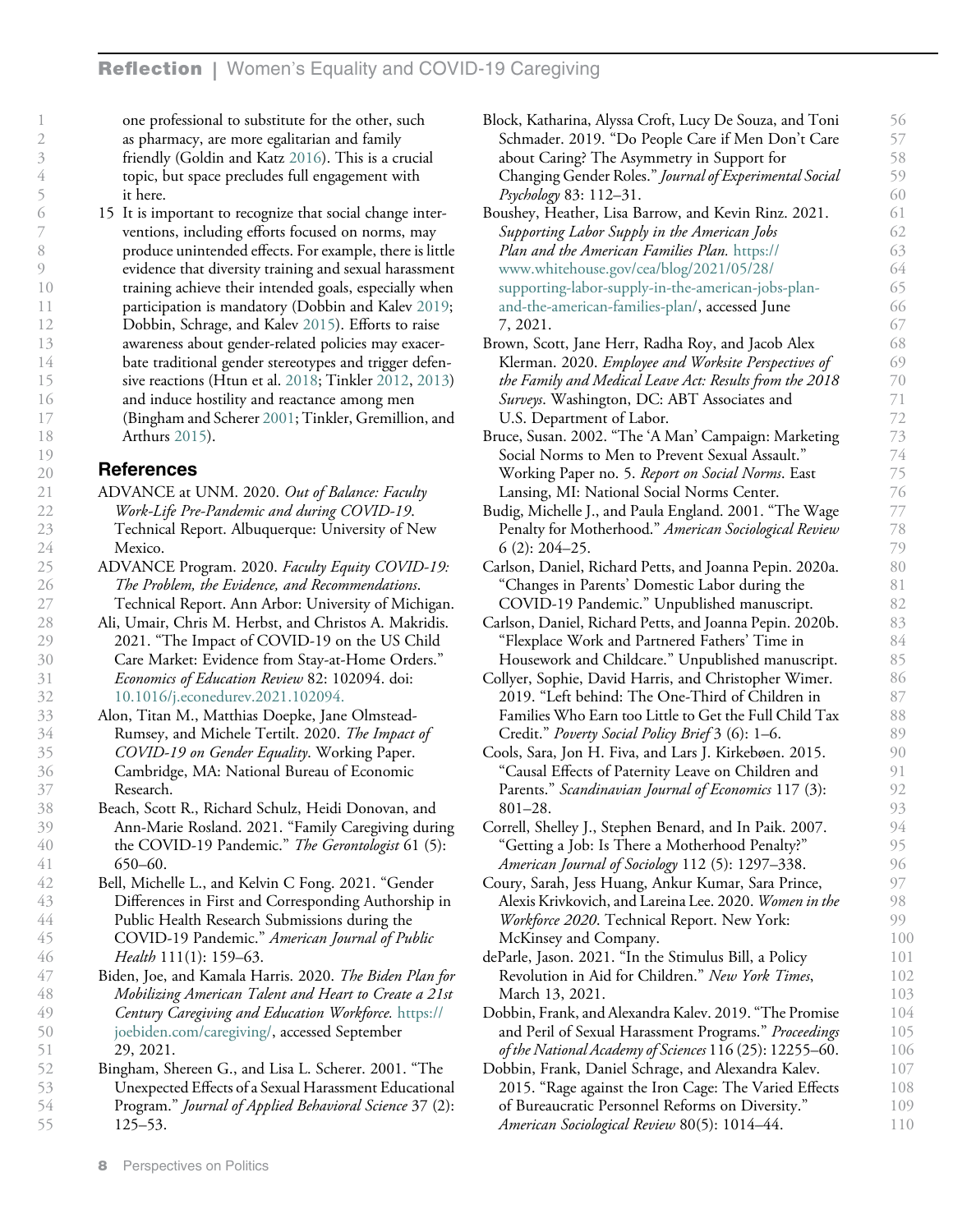one professional to substitute for the other, such as pharmacy, are more egalitarian and family friendly (Goldin and Katz 2016). This is a crucial topic, but space precludes full engagement with it here.

15 It is important to recognize that social change interventions, including efforts focused on norms, may produce unintended effects. For example, there is little evidence that diversity training and sexual harassment training achieve their intended goals, especially when participation is mandatory (Dobbin and Kalev 2019; Dobbin, Schrage, and Kalev 2015). Efforts to raise awareness about gender-related policies may exacerbate traditional gender stereotypes and trigger defensive reactions (Htun et al. 2018; Tinkler 2012, 2013) and induce hostility and reactance among men (Bingham and Scherer 2001; Tinkler, Gremillion, and Arthurs 2015).

## References

ADVANCE at UNM. 2020. *Out of Balance: Faculty Work-Life Pre-Pandemic and during COVID-19*. Technical Report. Albuquerque: University of New Mexico.

ADVANCE Program. 2020. *Faculty Equity COVID-19: The Problem, the Evidence, and Recommendations*. Technical Report. Ann Arbor: University of Michigan.

Ali, Umair, Chris M. Herbst, and Christos A. Makridis. 2021. "The Impact of COVID-19 on the US Child Care Market: Evidence from Stay-at-Home Orders." *Economics of Education Review* 82: 102094. doi: 10.1016/j.econedurev.2021.102094.

Alon, Titan M., Matthias Doepke, Jane Olmstead-Rumsey, and Michele Tertilt. 2020. *The Impact of COVID-19 on Gender Equality*. Working Paper. Cambridge, MA: National Bureau of Economic Research.

Beach, Scott R., Richard Schulz, Heidi Donovan, and Ann-Marie Rosland. 2021. "Family Caregiving during the COVID-19 Pandemic." *The Gerontologist* 61 (5): 650–60.

Bell, Michelle L., and Kelvin C Fong. 2021. "Gender Differences in First and Corresponding Authorship in Public Health Research Submissions during the COVID-19 Pandemic." *American Journal of Public Health* 111(1): 159–63.

Biden, Joe, and Kamala Harris. 2020. *The Biden Plan for Mobilizing American Talent and Heart to Create a 21st Century Caregiving and Education Workforce.* https://joebiden.com/caregiving/, accessed September 29, 2021.

Bingham, Shereen G., and Lisa L. Scherer. 2001. "The Unexpected Effects of a Sexual Harassment Educational Program." *Journal of Applied Behavioral Science* 37 (2): 125–53.

Block, Katharina, Alyssa Croft, Lucy De Souza, and Toni Schmader. 2019. "Do People Care if Men Don't Care about Caring? The Asymmetry in Support for Changing Gender Roles." *Journal of Experimental Social Psychology* 83: 112–31.

Boushey, Heather, Lisa Barrow, and Kevin Rinz. 2021. *Supporting Labor Supply in the American Jobs Plan and the American Families Plan.* https://www.whitehouse.gov/cea/blog/2021/05/28/supporting-labor-supply-in-the-american-jobs-plan-and-the-american-families-plan/, accessed June 7, 2021.

Brown, Scott, Jane Herr, Radha Roy, and Jacob Alex Klerman. 2020. *Employee and Worksite Perspectives of the Family and Medical Leave Act: Results from the 2018 Surveys*. Washington, DC: ABT Associates and U.S. Department of Labor.

Bruce, Susan. 2002. "The 'A Man' Campaign: Marketing Social Norms to Men to Prevent Sexual Assault." Working Paper no. 5. *Report on Social Norms*. East Lansing, MI: National Social Norms Center.

Budig, Michelle J., and Paula England. 2001. "The Wage Penalty for Motherhood." *American Sociological Review* 6 (2): 204–25.

Carlson, Daniel, Richard Petts, and Joanna Pepin. 2020a. "Changes in Parents' Domestic Labor during the COVID-19 Pandemic." Unpublished manuscript.

Carlson, Daniel, Richard Petts, and Joanna Pepin. 2020b. "Flexplace Work and Partnered Fathers' Time in Housework and Childcare." Unpublished manuscript.

Collyer, Sophie, David Harris, and Christopher Wimer. 2019. "Left behind: The One-Third of Children in Families Who Earn too Little to Get the Full Child Tax Credit." *Poverty Social Policy Brief* 3 (6): 1–6.

Cools, Sara, Jon H. Fiva, and Lars J. Kirkebøen. 2015. "Causal Effects of Paternity Leave on Children and Parents." *Scandinavian Journal of Economics* 117 (3): 801–28.

Correll, Shelley J., Stephen Benard, and In Paik. 2007. "Getting a Job: Is There a Motherhood Penalty?" *American Journal of Sociology* 112 (5): 1297–338.

Coury, Sarah, Jess Huang, Ankur Kumar, Sara Prince, Alexis Krivkovich, and Lareina Lee. 2020. *Women in the Workforce 2020*. Technical Report. New York: McKinsey and Company.

deParle, Jason. 2021. "In the Stimulus Bill, a Policy Revolution in Aid for Children." *New York Times*, March 13, 2021.

Dobbin, Frank, and Alexandra Kalev. 2019. "The Promise and Peril of Sexual Harassment Programs." *Proceedings of the National Academy of Sciences* 116 (25): 12255–60.

Dobbin, Frank, Daniel Schrage, and Alexandra Kalev. 2015. "Rage against the Iron Cage: The Varied Effects of Bureaucratic Personnel Reforms on Diversity." *American Sociological Review* 80(5): 1014–44.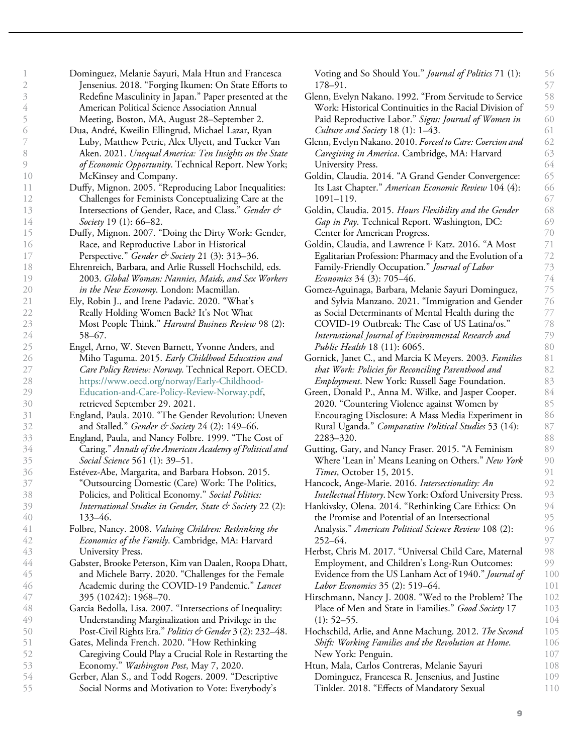Dominguez, Melanie Sayuri, Mala Htun and Francesca Jensenius. 2018. "Forging Ikumen: On State Efforts to Redefine Masculinity in Japan." Paper presented at the American Political Science Association Annual Meeting, Boston, MA, August 28–September 2.

Dua, André, Kweilin Ellingrud, Michael Lazar, Ryan Luby, Matthew Petric, Alex Ulyett, and Tucker Van Aken. 2021. *Unequal America: Ten Insights on the State of Economic Opportunity*. Technical Report. New York; McKinsey and Company.

Duffy, Mignon. 2005. "Reproducing Labor Inequalities: Challenges for Feminists Conceptualizing Care at the Intersections of Gender, Race, and Class." *Gender & Society* 19 (1): 66–82.

Duffy, Mignon. 2007. "Doing the Dirty Work: Gender, Race, and Reproductive Labor in Historical Perspective." *Gender & Society* 21 (3): 313–36.

Ehrenreich, Barbara, and Arlie Russell Hochschild, eds. 2003. *Global Woman: Nannies, Maids, and Sex Workers in the New Economy*. London: Macmillan.

Ely, Robin J., and Irene Padavic. 2020. "What's Really Holding Women Back? It's Not What Most People Think." *Harvard Business Review* 98 (2): 58–67.

Engel, Arno, W. Steven Barnett, Yvonne Anders, and Miho Taguma. 2015. *Early Childhood Education and Care Policy Review: Norway.* Technical Report. OECD. https://www.oecd.org/norway/Early-Childhood-Education-and-Care-Policy-Review-Norway.pdf, retrieved September 29. 2021.

England, Paula. 2010. "The Gender Revolution: Uneven and Stalled." *Gender & Society* 24 (2): 149–66.

England, Paula, and Nancy Folbre. 1999. "The Cost of Caring." *Annals of the American Academy of Political and Social Science* 561 (1): 39–51.

Estévez-Abe, Margarita, and Barbara Hobson. 2015. "Outsourcing Domestic (Care) Work: The Politics, Policies, and Political Economy." *Social Politics: International Studies in Gender, State & Society* 22 (2): 133–46.

Folbre, Nancy. 2008. *Valuing Children: Rethinking the Economics of the Family*. Cambridge, MA: Harvard University Press.

Gabster, Brooke Peterson, Kim van Daalen, Roopa Dhatt, and Michele Barry. 2020. "Challenges for the Female Academic during the COVID-19 Pandemic." *Lancet* 395 (10242): 1968–70.

Garcia Bedolla, Lisa. 2007. "Intersections of Inequality: Understanding Marginalization and Privilege in the Post-Civil Rights Era." *Politics & Gender* 3 (2): 232–48.

Gates, Melinda French. 2020. "How Rethinking Caregiving Could Play a Crucial Role in Restarting the Economy." *Washington Post*, May 7, 2020.

Gerber, Alan S., and Todd Rogers. 2009. "Descriptive Social Norms and Motivation to Vote: Everybody's Voting and So Should You." *Journal of Politics* 71 (1): 178–91.

Glenn, Evelyn Nakano. 1992. "From Servitude to Service Work: Historical Continuities in the Racial Division of Paid Reproductive Labor." *Signs: Journal of Women in Culture and Society* 18 (1): 1–43.

Glenn, Evelyn Nakano. 2010. *Forced to Care: Coercion and Caregiving in America*. Cambridge, MA: Harvard University Press.

Goldin, Claudia. 2014. "A Grand Gender Convergence: Its Last Chapter." *American Economic Review* 104 (4): 1091–119.

Goldin, Claudia. 2015. *Hours Flexibility and the Gender Gap in Pay*. Technical Report. Washington, DC: Center for American Progress.

Goldin, Claudia, and Lawrence F Katz. 2016. "A Most Egalitarian Profession: Pharmacy and the Evolution of a Family-Friendly Occupation." *Journal of Labor Economics* 34 (3): 705–46.

Gomez-Aguinaga, Barbara, Melanie Sayuri Dominguez, and Sylvia Manzano. 2021. "Immigration and Gender as Social Determinants of Mental Health during the COVID-19 Outbreak: The Case of US Latina/os." *International Journal of Environmental Research and Public Health* 18 (11): 6065.

Gornick, Janet C., and Marcia K Meyers. 2003. *Families that Work: Policies for Reconciling Parenthood and Employment*. New York: Russell Sage Foundation.

Green, Donald P., Anna M. Wilke, and Jasper Cooper. 2020. "Countering Violence against Women by Encouraging Disclosure: A Mass Media Experiment in Rural Uganda." *Comparative Political Studies* 53 (14): 2283–320.

Gutting, Gary, and Nancy Fraser. 2015. "A Feminism Where 'Lean in' Means Leaning on Others." *New York Times*, October 15, 2015.

Hancock, Ange-Marie. 2016. *Intersectionality: An Intellectual History*. New York: Oxford University Press.

Hankivsky, Olena. 2014. "Rethinking Care Ethics: On the Promise and Potential of an Intersectional Analysis." *American Political Science Review* 108 (2): 252–64.

Herbst, Chris M. 2017. "Universal Child Care, Maternal Employment, and Children's Long-Run Outcomes: Evidence from the US Lanham Act of 1940." *Journal of Labor Economics* 35 (2): 519–64.

Hirschmann, Nancy J. 2008. "Wed to the Problem? The Place of Men and State in Families." *Good Society* 17 (1): 52–55.

Hochschild, Arlie, and Anne Machung. 2012. *The Second Shift: Working Families and the Revolution at Home*. New York: Penguin.

Htun, Mala, Carlos Contreras, Melanie Sayuri Dominguez, Francesca R. Jensenius, and Justine Tinkler. 2018. "Effects of Mandatory Sexual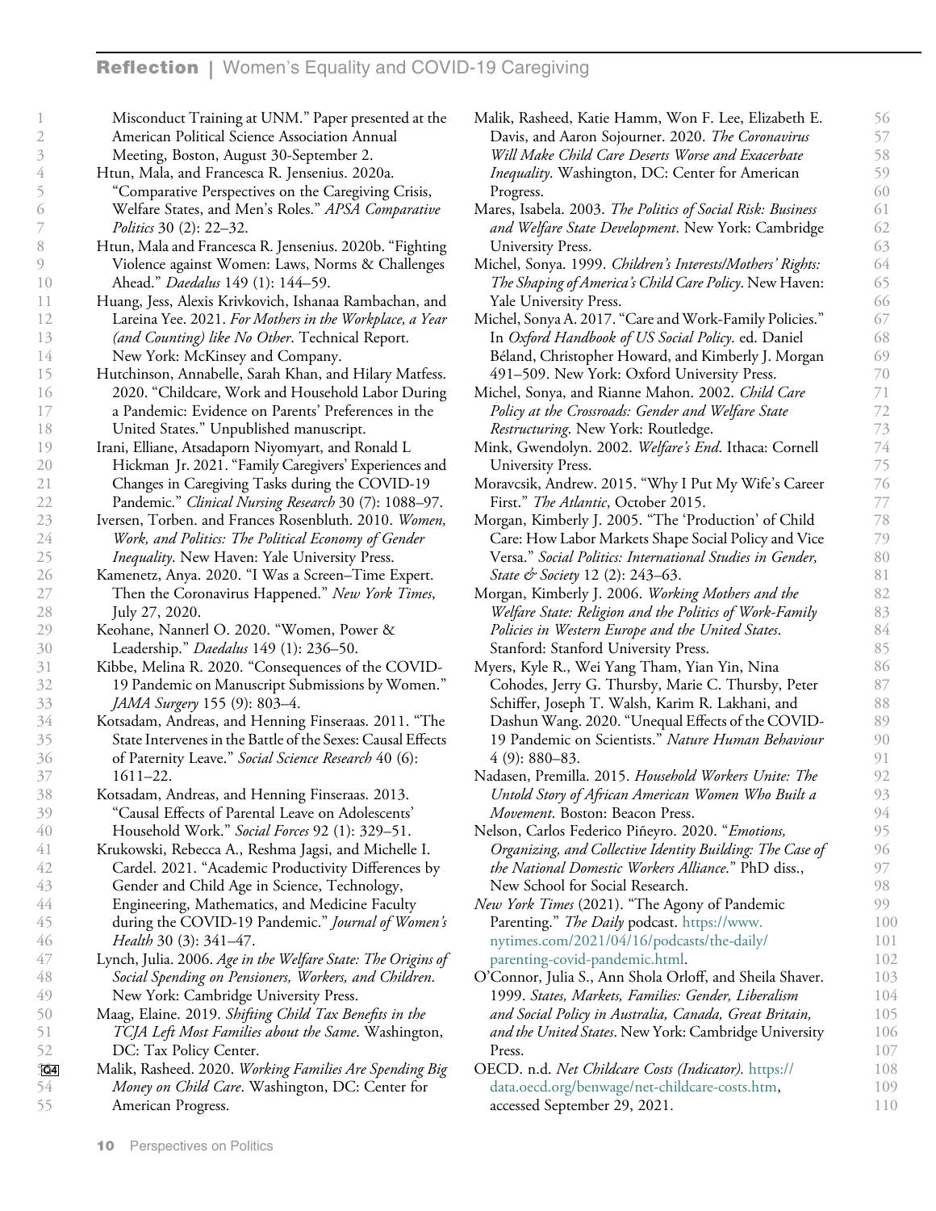Misconduct Training at UNM." Paper presented at the American Political Science Association Annual Meeting, Boston, August 30-September 2.

Htun, Mala, and Francesca R. Jensenius. 2020a. "Comparative Perspectives on the Caregiving Crisis, Welfare States, and Men's Roles." *APSA Comparative Politics* 30 (2): 22–32.

Htun, Mala and Francesca R. Jensenius. 2020b. "Fighting Violence against Women: Laws, Norms & Challenges Ahead." *Daedalus* 149 (1): 144–59.

Huang, Jess, Alexis Krivkovich, Ishanaa Rambachan, and Lareina Yee. 2021. *For Mothers in the Workplace, a Year (and Counting) like No Other*. Technical Report. New York: McKinsey and Company.

Hutchinson, Annabelle, Sarah Khan, and Hilary Matfess. 2020. "Childcare, Work and Household Labor During a Pandemic: Evidence on Parents' Preferences in the United States." Unpublished manuscript.

Irani, Elliane, Atsadaporn Niyomyart, and Ronald L Hickman Jr. 2021. "Family Caregivers' Experiences and Changes in Caregiving Tasks during the COVID-19 Pandemic." *Clinical Nursing Research* 30 (7): 1088–97.

Iversen, Torben. and Frances Rosenbluth. 2010. *Women, Work, and Politics: The Political Economy of Gender Inequality*. New Haven: Yale University Press.

Kamenetz, Anya. 2020. "I Was a Screen–Time Expert. Then the Coronavirus Happened." *New York Times*, July 27, 2020.

Keohane, Nannerl O. 2020. "Women, Power & Leadership." *Daedalus* 149 (1): 236–50.

Kibbe, Melina R. 2020. "Consequences of the COVID-19 Pandemic on Manuscript Submissions by Women." *JAMA Surgery* 155 (9): 803–4.

Kotsadam, Andreas, and Henning Finseraas. 2011. "The State Intervenes in the Battle of the Sexes: Causal Effects of Paternity Leave." *Social Science Research* 40 (6): 1611–22.

Kotsadam, Andreas, and Henning Finseraas. 2013. "Causal Effects of Parental Leave on Adolescents' Household Work." *Social Forces* 92 (1): 329–51.

Krukowski, Rebecca A., Reshma Jagsi, and Michelle I. Cardel. 2021. "Academic Productivity Differences by Gender and Child Age in Science, Technology, Engineering, Mathematics, and Medicine Faculty during the COVID-19 Pandemic." *Journal of Women's Health* 30 (3): 341–47.

Lynch, Julia. 2006. *Age in the Welfare State: The Origins of Social Spending on Pensioners, Workers, and Children*. New York: Cambridge University Press.

Maag, Elaine. 2019. *Shifting Child Tax Benefits in the TCJA Left Most Families about the Same*. Washington, DC: Tax Policy Center.

Malik, Rasheed. 2020. *Working Families Are Spending Big Money on Child Care*. Washington, DC: Center for American Progress.

Malik, Rasheed, Katie Hamm, Won F. Lee, Elizabeth E. Davis, and Aaron Sojourner. 2020. *The Coronavirus Will Make Child Care Deserts Worse and Exacerbate Inequality*. Washington, DC: Center for American Progress.

Mares, Isabela. 2003. *The Politics of Social Risk: Business and Welfare State Development*. New York: Cambridge University Press.

Michel, Sonya. 1999. *Children's Interests/Mothers' Rights: The Shaping of America's Child Care Policy*. New Haven: Yale University Press.

Michel, Sonya A. 2017. "Care and Work-Family Policies." In *Oxford Handbook of US Social Policy*. ed. Daniel Béland, Christopher Howard, and Kimberly J. Morgan 491–509. New York: Oxford University Press.

Michel, Sonya, and Rianne Mahon. 2002. *Child Care Policy at the Crossroads: Gender and Welfare State Restructuring*. New York: Routledge.

Mink, Gwendolyn. 2002. *Welfare's End*. Ithaca: Cornell University Press.

Moravcsik, Andrew. 2015. "Why I Put My Wife's Career First." *The Atlantic*, October 2015.

Morgan, Kimberly J. 2005. "The 'Production' of Child Care: How Labor Markets Shape Social Policy and Vice Versa." *Social Politics: International Studies in Gender, State & Society* 12 (2): 243–63.

Morgan, Kimberly J. 2006. *Working Mothers and the Welfare State: Religion and the Politics of Work-Family Policies in Western Europe and the United States*. Stanford: Stanford University Press.

Myers, Kyle R., Wei Yang Tham, Yian Yin, Nina Cohodes, Jerry G. Thursby, Marie C. Thursby, Peter Schiffer, Joseph T. Walsh, Karim R. Lakhani, and Dashun Wang. 2020. "Unequal Effects of the COVID-19 Pandemic on Scientists." *Nature Human Behaviour* 4 (9): 880–83.

Nadasen, Premilla. 2015. *Household Workers Unite: The Untold Story of African American Women Who Built a Movement*. Boston: Beacon Press.

Nelson, Carlos Federico Piñeyro. 2020. "*Emotions, Organizing, and Collective Identity Building: The Case of the National Domestic Workers Alliance.*" PhD diss., New School for Social Research.

*New York Times* (2021). "The Agony of Pandemic Parenting." *The Daily* podcast. https://www.nytimes.com/2021/04/16/podcasts/the-daily/parenting-covid-pandemic.html.

O'Connor, Julia S., Ann Shola Orloff, and Sheila Shaver. 1999. *States, Markets, Families: Gender, Liberalism and Social Policy in Australia, Canada, Great Britain, and the United States*. New York: Cambridge University Press.

OECD. n.d. *Net Childcare Costs (Indicator).* https://data.oecd.org/benwage/net-childcare-costs.htm, accessed September 29, 2021.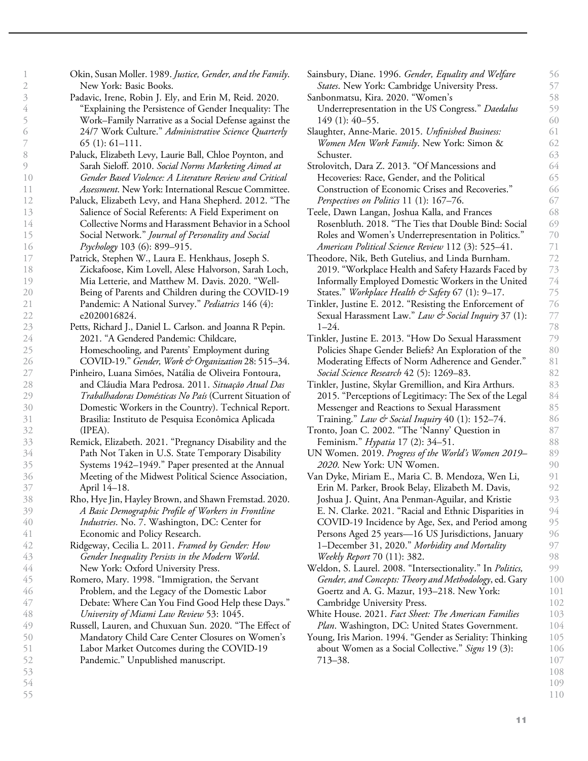Okin, Susan Moller. 1989. *Justice, Gender, and the Family*. New York: Basic Books.

Padavic, Irene, Robin J. Ely, and Erin M, Reid. 2020. "Explaining the Persistence of Gender Inequality: The Work–Family Narrative as a Social Defense against the 24/7 Work Culture." *Administrative Science Quarterly* 65 (1): 61–111.

Paluck, Elizabeth Levy, Laurie Ball, Chloe Poynton, and Sarah Sieloff. 2010. *Social Norms Marketing Aimed at Gender Based Violence: A Literature Review and Critical Assessment*. New York: International Rescue Committee.

Paluck, Elizabeth Levy, and Hana Shepherd. 2012. "The Salience of Social Referents: A Field Experiment on Collective Norms and Harassment Behavior in a School Social Network." *Journal of Personality and Social Psychology* 103 (6): 899–915.

Patrick, Stephen W., Laura E. Henkhaus, Joseph S. Zickafoose, Kim Lovell, Alese Halvorson, Sarah Loch, Mia Letterie, and Matthew M. Davis. 2020. "Well-Being of Parents and Children during the COVID-19 Pandemic: A National Survey." *Pediatrics* 146 (4): e2020016824.

Petts, Richard J., Daniel L. Carlson. and Joanna R Pepin. 2021. "A Gendered Pandemic: Childcare, Homeschooling, and Parents' Employment during COVID-19." *Gender, Work & Organization* 28: 515–34.

Pinheiro, Luana Simões, Natália de Oliveira Fontoura, and Cláudia Mara Pedrosa. 2011. *Situação Atual Das Trabalhadoras Domésticas No País* (Current Situation of Domestic Workers in the Country). Technical Report. Brasilia: Instituto de Pesquisa Econômica Aplicada (IPEA).

Remick, Elizabeth. 2021. "Pregnancy Disability and the Path Not Taken in U.S. State Temporary Disability Systems 1942–1949." Paper presented at the Annual Meeting of the Midwest Political Science Association, April 14–18.

Rho, Hye Jin, Hayley Brown, and Shawn Fremstad. 2020. *A Basic Demographic Profile of Workers in Frontline Industries*. No. 7. Washington, DC: Center for Economic and Policy Research.

Ridgeway, Cecilia L. 2011. *Framed by Gender: How Gender Inequality Persists in the Modern World*. New York: Oxford University Press.

Romero, Mary. 1998. "Immigration, the Servant Problem, and the Legacy of the Domestic Labor Debate: Where Can You Find Good Help these Days." *University of Miami Law Review* 53: 1045.

Russell, Lauren, and Chuxuan Sun. 2020. "The Effect of Mandatory Child Care Center Closures on Women's Labor Market Outcomes during the COVID-19 Pandemic." Unpublished manuscript.

Sainsbury, Diane. 1996. *Gender, Equality and Welfare States*. New York: Cambridge University Press.

Sanbonmatsu, Kira. 2020. "Women's Underrepresentation in the US Congress." *Daedalus* 149 (1): 40–55.

Slaughter, Anne-Marie. 2015. *Unfinished Business: Women Men Work Family*. New York: Simon & Schuster.

Strolovitch, Dara Z. 2013. "Of Mancessions and Hecoveries: Race, Gender, and the Political Construction of Economic Crises and Recoveries." *Perspectives on Politics* 11 (1): 167–76.

Teele, Dawn Langan, Joshua Kalla, and Frances Rosenbluth. 2018. "The Ties that Double Bind: Social Roles and Women's Underrepresentation in Politics." *American Political Science Review* 112 (3): 525–41.

Theodore, Nik, Beth Gutelius, and Linda Burnham. 2019. "Workplace Health and Safety Hazards Faced by Informally Employed Domestic Workers in the United States." *Workplace Health & Safety* 67 (1): 9–17.

Tinkler, Justine E. 2012. "Resisting the Enforcement of Sexual Harassment Law." *Law & Social Inquiry* 37 (1): 1–24.

Tinkler, Justine E. 2013. "How Do Sexual Harassment Policies Shape Gender Beliefs? An Exploration of the Moderating Effects of Norm Adherence and Gender." *Social Science Research* 42 (5): 1269–83.

Tinkler, Justine, Skylar Gremillion, and Kira Arthurs. 2015. "Perceptions of Legitimacy: The Sex of the Legal Messenger and Reactions to Sexual Harassment Training." *Law & Social Inquiry* 40 (1): 152–74.

Tronto, Joan C. 2002. "The 'Nanny' Question in Feminism." *Hypatia* 17 (2): 34–51.

UN Women. 2019. *Progress of the World's Women 2019–2020*. New York: UN Women.

Van Dyke, Miriam E., Maria C. B. Mendoza, Wen Li, Erin M. Parker, Brook Belay, Elizabeth M. Davis, Joshua J. Quint, Ana Penman-Aguilar, and Kristie E. N. Clarke. 2021. "Racial and Ethnic Disparities in COVID-19 Incidence by Age, Sex, and Period among Persons Aged 25 years—16 US Jurisdictions, January 1–December 31, 2020." *Morbidity and Mortality Weekly Report* 70 (11): 382.

Weldon, S. Laurel. 2008. "Intersectionality." In *Politics, Gender, and Concepts: Theory and Methodology*, ed. Gary Goertz and A. G. Mazur, 193–218. New York: Cambridge University Press.

White House. 2021. *Fact Sheet: The American Families Plan*. Washington, DC: United States Government.

Young, Iris Marion. 1994. "Gender as Seriality: Thinking about Women as a Social Collective." *Signs* 19 (3): 713–38.